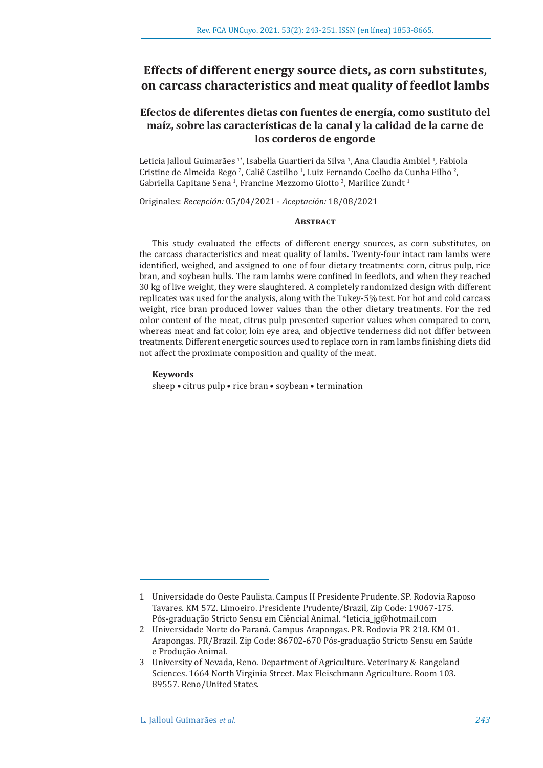# Effects of different energy source diets, as corn substitutes, on carcass characteristics and meat quality of feedlot lambs

## Efectos de diferentes dietas con fuentes de energía, como sustituto del maíz, sobre las características de la canal y la calidad de la carne de los corderos de engorde

Leticia Jalloul Guimarães [1*], Isabella Guartieri da Silva [1], Ana Claudia Ambiel [1], Fabiola Cristine de Almeida Rego [2], Caliê Castilho [1], Luiz Fernando Coelho da Cunha Filho [2], Gabriella Capitane Sena [1], Francine Mezzomo Giotto [3], Marilice Zundt [1]

Originales: *Recepción:* 05/04/2021 - *Aceptación:* 18/08/2021

### Abstract

This study evaluated the effects of different energy sources, as corn substitutes, on the carcass characteristics and meat quality of lambs. Twenty-four intact ram lambs were identified, weighed, and assigned to one of four dietary treatments: corn, citrus pulp, rice bran, and soybean hulls. The ram lambs were confined in feedlots, and when they reached 30 kg of live weight, they were slaughtered. A completely randomized design with different replicates was used for the analysis, along with the Tukey-5% test. For hot and cold carcass weight, rice bran produced lower values than the other dietary treatments. For the red color content of the meat, citrus pulp presented superior values when compared to corn, whereas meat and fat color, loin eye area, and objective tenderness did not differ between treatments. Different energetic sources used to replace corn in ram lambs finishing diets did not affect the proximate composition and quality of the meat.

**Keywords**

sheep • citrus pulp • rice bran • soybean • termination

---

1 Universidade do Oeste Paulista. Campus II Presidente Prudente. SP. Rodovia Raposo Tavares. KM 572. Limoeiro. Presidente Prudente/Brazil, Zip Code: 19067-175. Pós-graduação Stricto Sensu em Ciêncial Animal. *leticia_jg@hotmail.com

2 Universidade Norte do Paraná. Campus Arapongas. PR. Rodovia PR 218. KM 01. Arapongas. PR/Brazil. Zip Code: 86702-670 Pós-graduação Stricto Sensu em Saúde e Produção Animal.

3 University of Nevada, Reno. Department of Agriculture. Veterinary & Rangeland Sciences. 1664 North Virginia Street. Max Fleischmann Agriculture. Room 103. 89557. Reno/United States.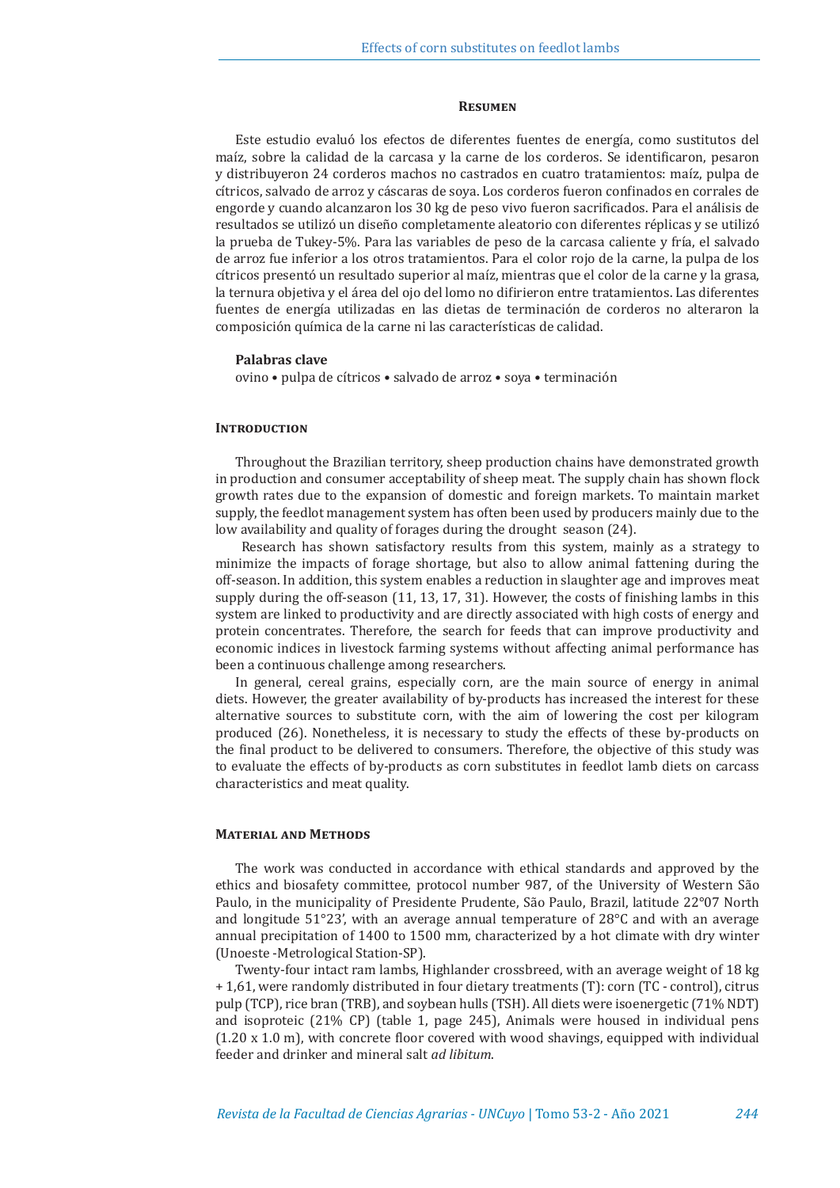## Resumen

Este estudio evaluó los efectos de diferentes fuentes de energía, como sustitutos del maíz, sobre la calidad de la carcasa y la carne de los corderos. Se identificaron, pesaron y distribuyeron 24 corderos machos no castrados en cuatro tratamientos: maíz, pulpa de cítricos, salvado de arroz y cáscaras de soya. Los corderos fueron confinados en corrales de engorde y cuando alcanzaron los 30 kg de peso vivo fueron sacrificados. Para el análisis de resultados se utilizó un diseño completamente aleatorio con diferentes réplicas y se utilizó la prueba de Tukey-5%. Para las variables de peso de la carcasa caliente y fría, el salvado de arroz fue inferior a los otros tratamientos. Para el color rojo de la carne, la pulpa de los cítricos presentó un resultado superior al maíz, mientras que el color de la carne y la grasa, la ternura objetiva y el área del ojo del lomo no difirieron entre tratamientos. Las diferentes fuentes de energía utilizadas en las dietas de terminación de corderos no alteraron la composición química de la carne ni las características de calidad.

**Palabras clave**

ovino • pulpa de cítricos • salvado de arroz • soya • terminación

## Introduction

Throughout the Brazilian territory, sheep production chains have demonstrated growth in production and consumer acceptability of sheep meat. The supply chain has shown flock growth rates due to the expansion of domestic and foreign markets. To maintain market supply, the feedlot management system has often been used by producers mainly due to the low availability and quality of forages during the drought season (24).

Research has shown satisfactory results from this system, mainly as a strategy to minimize the impacts of forage shortage, but also to allow animal fattening during the off-season. In addition, this system enables a reduction in slaughter age and improves meat supply during the off-season (11, 13, 17, 31). However, the costs of finishing lambs in this system are linked to productivity and are directly associated with high costs of energy and protein concentrates. Therefore, the search for feeds that can improve productivity and economic indices in livestock farming systems without affecting animal performance has been a continuous challenge among researchers.

In general, cereal grains, especially corn, are the main source of energy in animal diets. However, the greater availability of by-products has increased the interest for these alternative sources to substitute corn, with the aim of lowering the cost per kilogram produced (26). Nonetheless, it is necessary to study the effects of these by-products on the final product to be delivered to consumers. Therefore, the objective of this study was to evaluate the effects of by-products as corn substitutes in feedlot lamb diets on carcass characteristics and meat quality.

## Material and Methods

The work was conducted in accordance with ethical standards and approved by the ethics and biosafety committee, protocol number 987, of the University of Western São Paulo, in the municipality of Presidente Prudente, São Paulo, Brazil, latitude 22°07 North and longitude 51°23', with an average annual temperature of 28°C and with an average annual precipitation of 1400 to 1500 mm, characterized by a hot climate with dry winter (Unoeste -Metrological Station-SP).

Twenty-four intact ram lambs, Highlander crossbreed, with an average weight of 18 kg + 1,61, were randomly distributed in four dietary treatments (T): corn (TC - control), citrus pulp (TCP), rice bran (TRB), and soybean hulls (TSH). All diets were isoenergetic (71% NDT) and isoproteic (21% CP) (table 1, page 245), Animals were housed in individual pens (1.20 x 1.0 m), with concrete floor covered with wood shavings, equipped with individual feeder and drinker and mineral salt *ad libitum*.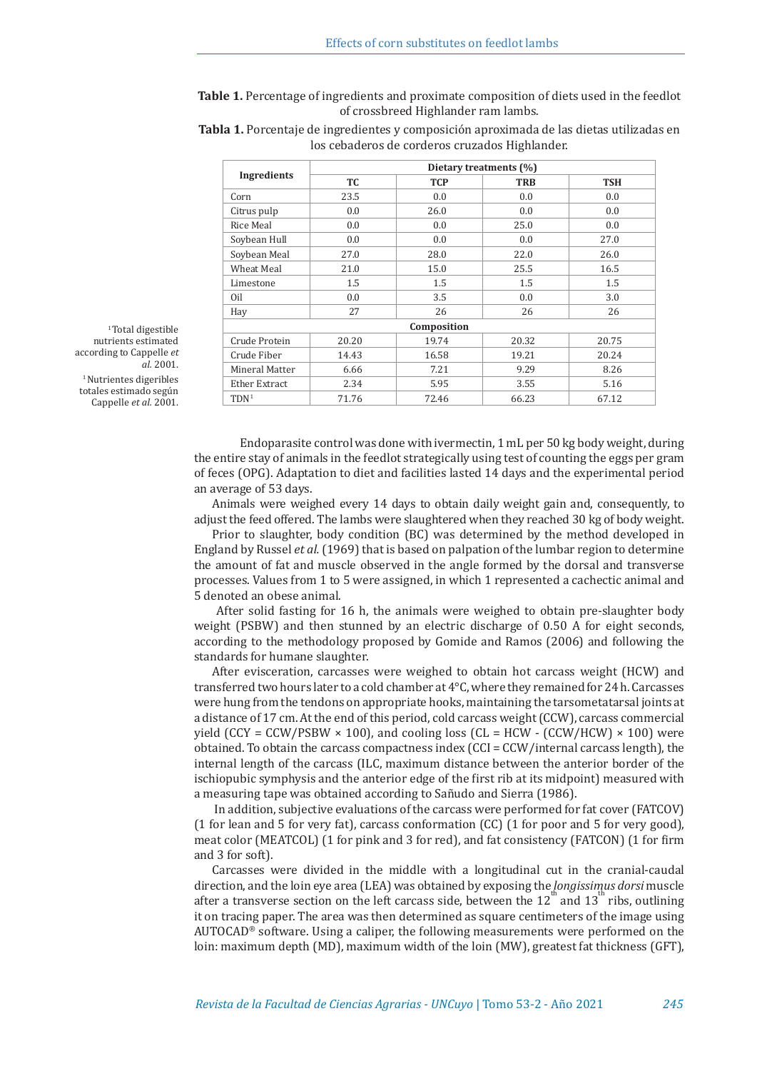**Table 1.** Percentage of ingredients and proximate composition of diets used in the feedlot of crossbreed Highlander ram lambs.

**Tabla 1.** Porcentaje de ingredientes y composición aproximada de las dietas utilizadas en los cebaderos de corderos cruzados Highlander.

| Ingredients | Dietary treatments (%) | | | |
|---|---|---|---|---|
| | TC | TCP | TRB | TSH |
| Corn | 23.5 | 0.0 | 0.0 | 0.0 |
| Citrus pulp | 0.0 | 26.0 | 0.0 | 0.0 |
| Rice Meal | 0.0 | 0.0 | 25.0 | 0.0 |
| Soybean Hull | 0.0 | 0.0 | 0.0 | 27.0 |
| Soybean Meal | 27.0 | 28.0 | 22.0 | 26.0 |
| Wheat Meal | 21.0 | 15.0 | 25.5 | 16.5 |
| Limestone | 1.5 | 1.5 | 1.5 | 1.5 |
| Oil | 0.0 | 3.5 | 0.0 | 3.0 |
| Hay | 27 | 26 | 26 | 26 |
| **Composition** | | | | |
| Crude Protein | 20.20 | 19.74 | 20.32 | 20.75 |
| Crude Fiber | 14.43 | 16.58 | 19.21 | 20.24 |
| Mineral Matter | 6.66 | 7.21 | 9.29 | 8.26 |
| Ether Extract | 2.34 | 5.95 | 3.55 | 5.16 |
| TDN[1] | 71.76 | 72.46 | 66.23 | 67.12 |

[1] Total digestible nutrients estimated according to Cappelle *et al.* 2001.

[1] Nutrientes digeribles totales estimado según Cappelle *et al.* 2001.

Endoparasite control was done with ivermectin, 1 mL per 50 kg body weight, during the entire stay of animals in the feedlot strategically using test of counting the eggs per gram of feces (OPG). Adaptation to diet and facilities lasted 14 days and the experimental period an average of 53 days.

Animals were weighed every 14 days to obtain daily weight gain and, consequently, to adjust the feed offered. The lambs were slaughtered when they reached 30 kg of body weight.

Prior to slaughter, body condition (BC) was determined by the method developed in England by Russel *et al.* (1969) that is based on palpation of the lumbar region to determine the amount of fat and muscle observed in the angle formed by the dorsal and transverse processes. Values from 1 to 5 were assigned, in which 1 represented a cachectic animal and 5 denoted an obese animal.

After solid fasting for 16 h, the animals were weighed to obtain pre-slaughter body weight (PSBW) and then stunned by an electric discharge of 0.50 A for eight seconds, according to the methodology proposed by Gomide and Ramos (2006) and following the standards for humane slaughter.

After evisceration, carcasses were weighed to obtain hot carcass weight (HCW) and transferred two hours later to a cold chamber at 4°C, where they remained for 24 h. Carcasses were hung from the tendons on appropriate hooks, maintaining the tarsometatarsal joints at a distance of 17 cm. At the end of this period, cold carcass weight (CCW), carcass commercial yield (CCY = CCW/PSBW × 100), and cooling loss (CL = HCW - (CCW/HCW) × 100) were obtained. To obtain the carcass compactness index (CCI = CCW/internal carcass length), the internal length of the carcass (ILC, maximum distance between the anterior border of the ischiopubic symphysis and the anterior edge of the first rib at its midpoint) measured with a measuring tape was obtained according to Sañudo and Sierra (1986).

In addition, subjective evaluations of the carcass were performed for fat cover (FATCOV) (1 for lean and 5 for very fat), carcass conformation (CC) (1 for poor and 5 for very good), meat color (MEATCOL) (1 for pink and 3 for red), and fat consistency (FATCON) (1 for firm and 3 for soft).

Carcasses were divided in the middle with a longitudinal cut in the cranial-caudal direction, and the loin eye area (LEA) was obtained by exposing the *longissimus dorsi* muscle after a transverse section on the left carcass side, between the 12$^{th}$ and 13$^{th}$ ribs, outlining it on tracing paper. The area was then determined as square centimeters of the image using AUTOCAD® software. Using a caliper, the following measurements were performed on the loin: maximum depth (MD), maximum width of the loin (MW), greatest fat thickness (GFT),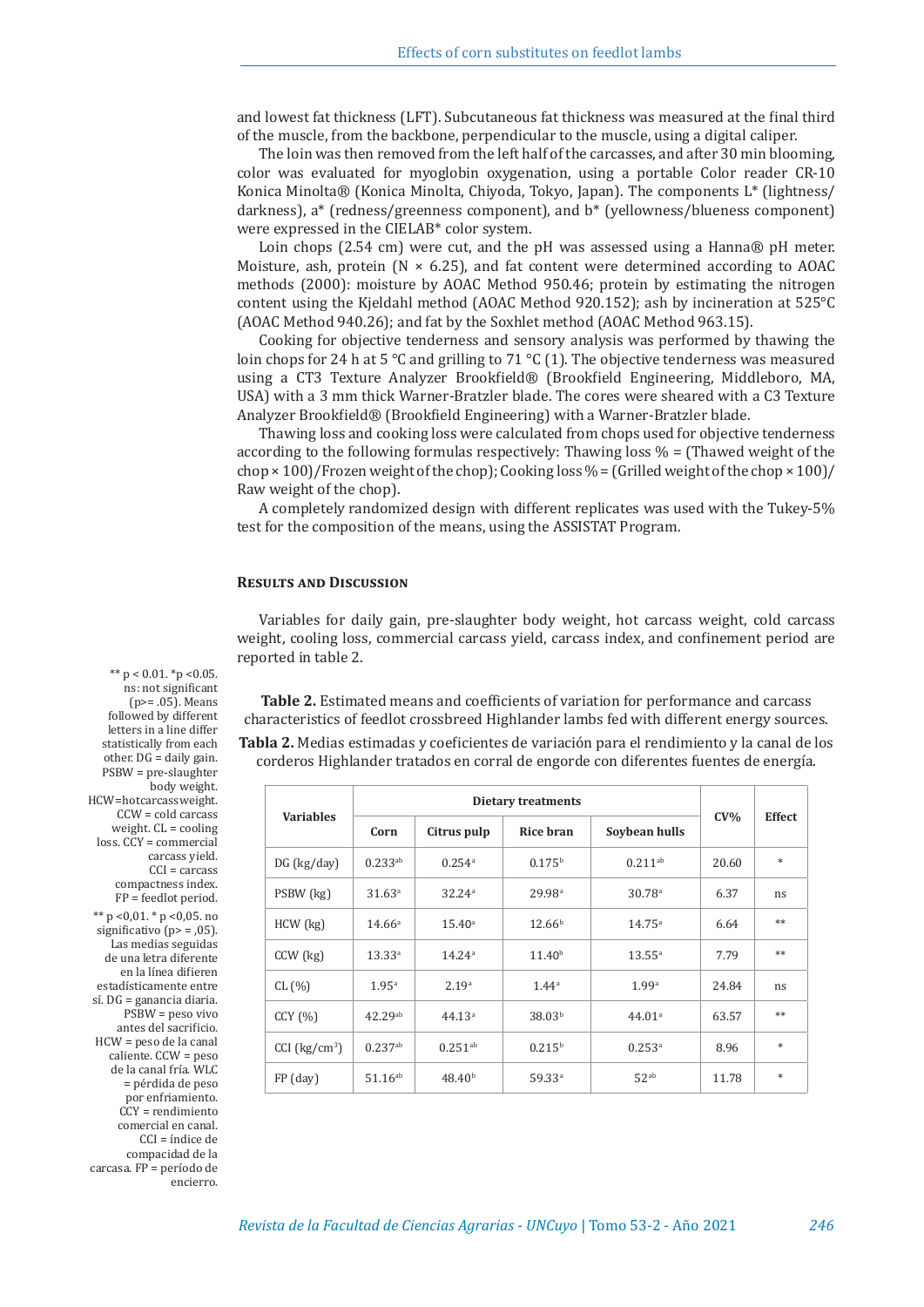and lowest fat thickness (LFT). Subcutaneous fat thickness was measured at the final third of the muscle, from the backbone, perpendicular to the muscle, using a digital caliper.

The loin was then removed from the left half of the carcasses, and after 30 min blooming, color was evaluated for myoglobin oxygenation, using a portable Color reader CR-10 Konica Minolta® (Konica Minolta, Chiyoda, Tokyo, Japan). The components L* (lightness/darkness), a* (redness/greenness component), and b* (yellowness/blueness component) were expressed in the CIELAB* color system.

Loin chops (2.54 cm) were cut, and the pH was assessed using a Hanna® pH meter. Moisture, ash, protein (N × 6.25), and fat content were determined according to AOAC methods (2000): moisture by AOAC Method 950.46; protein by estimating the nitrogen content using the Kjeldahl method (AOAC Method 920.152); ash by incineration at 525°C (AOAC Method 940.26); and fat by the Soxhlet method (AOAC Method 963.15).

Cooking for objective tenderness and sensory analysis was performed by thawing the loin chops for 24 h at 5 °C and grilling to 71 °C (1). The objective tenderness was measured using a CT3 Texture Analyzer Brookfield® (Brookfield Engineering, Middleboro, MA, USA) with a 3 mm thick Warner-Bratzler blade. The cores were sheared with a C3 Texture Analyzer Brookfield® (Brookfield Engineering) with a Warner-Bratzler blade.

Thawing loss and cooking loss were calculated from chops used for objective tenderness according to the following formulas respectively: Thawing loss % = (Thawed weight of the chop × 100)/Frozen weight of the chop); Cooking loss % = (Grilled weight of the chop × 100)/Raw weight of the chop).

A completely randomized design with different replicates was used with the Tukey-5% test for the composition of the means, using the ASSISTAT Program.

## Results and Discussion

Variables for daily gain, pre-slaughter body weight, hot carcass weight, cold carcass weight, cooling loss, commercial carcass yield, carcass index, and confinement period are reported in table 2.

**Table 2.** Estimated means and coefficients of variation for performance and carcass characteristics of feedlot crossbreed Highlander lambs fed with different energy sources.

**Tabla 2.** Medias estimadas y coeficientes de variación para el rendimiento y la canal de los corderos Highlander tratados en corral de engorde con diferentes fuentes de energía.

| Variables | Dietary treatments | | | | CV% | Effect |
|---|---|---|---|---|---|---|
| | Corn | Citrus pulp | Rice bran | Soybean hulls | | |
| DG (kg/day) | 0.233[ab] | 0.254[a] | 0.175[b] | 0.211[ab] | 20.60 | * |
| PSBW (kg) | 31.63[a] | 32.24[a] | 29.98[a] | 30.78[a] | 6.37 | ns |
| HCW (kg) | 14.66[a] | 15.40[a] | 12.66[b] | 14.75[a] | 6.64 | ** |
| CCW (kg) | 13.33[a] | 14.24[a] | 11.40[b] | 13.55[a] | 7.79 | ** |
| CL (%) | 1.95[a] | 2.19[a] | 1.44[a] | 1.99[a] | 24.84 | ns |
| CCY (%) | 42.29[ab] | 44.13[a] | 38.03[b] | 44.01[a] | 63.57 | ** |
| CCI (kg/cm$^3$) | 0.237[ab] | 0.251[ab] | 0.215[b] | 0.253[a] | 8.96 | * |
| FP (day) | 51.16[ab] | 48.40[b] | 59.33[a] | 52[ab] | 11.78 | * |

** p < 0.01. *p <0.05. ns: not significant (p>= .05). Means followed by different letters in a line differ statistically from each other. DG = daily gain. PSBW = pre-slaughter body weight. HCW=hot carcass weight. CCW = cold carcass weight. CL = cooling loss. CCY = commercial carcass yield. CCI = carcass compactness index. FP = feedlot period.

** p <0,01. * p <0,05. no significativo (p> = ,05). Las medias seguidas de una letra diferente en la línea difieren estadísticamente entre sí. DG = ganancia diaria. PSBW = peso vivo antes del sacrificio. HCW = peso de la canal caliente. CCW = peso de la canal fría. WLC = pérdida de peso por enfriamiento. CCY = rendimiento comercial en canal. CCI = índice de compacidad de la carcasa. FP = período de encierro.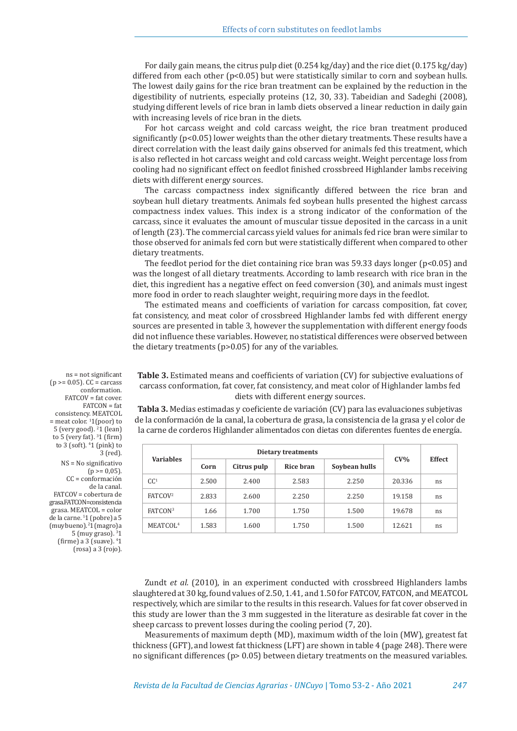For daily gain means, the citrus pulp diet (0.254 kg/day) and the rice diet (0.175 kg/day) differed from each other ($p<0.05$) but were statistically similar to corn and soybean hulls. The lowest daily gains for the rice bran treatment can be explained by the reduction in the digestibility of nutrients, especially proteins (12, 30, 33). Tabeidian and Sadeghi (2008), studying different levels of rice bran in lamb diets observed a linear reduction in daily gain with increasing levels of rice bran in the diets.

For hot carcass weight and cold carcass weight, the rice bran treatment produced significantly ($p<0.05$) lower weights than the other dietary treatments. These results have a direct correlation with the least daily gains observed for animals fed this treatment, which is also reflected in hot carcass weight and cold carcass weight. Weight percentage loss from cooling had no significant effect on feedlot finished crossbreed Highlander lambs receiving diets with different energy sources.

The carcass compactness index significantly differed between the rice bran and soybean hull dietary treatments. Animals fed soybean hulls presented the highest carcass compactness index values. This index is a strong indicator of the conformation of the carcass, since it evaluates the amount of muscular tissue deposited in the carcass in a unit of length (23). The commercial carcass yield values for animals fed rice bran were similar to those observed for animals fed corn but were statistically different when compared to other dietary treatments.

The feedlot period for the diet containing rice bran was 59.33 days longer ($p<0.05$) and was the longest of all dietary treatments. According to lamb research with rice bran in the diet, this ingredient has a negative effect on feed conversion (30), and animals must ingest more food in order to reach slaughter weight, requiring more days in the feedlot.

The estimated means and coefficients of variation for carcass composition, fat cover, fat consistency, and meat color of crossbreed Highlander lambs fed with different energy sources are presented in table 3, however the supplementation with different energy foods did not influence these variables. However, no statistical differences were observed between the dietary treatments ($p>0.05$) for any of the variables.

**Table 3.** Estimated means and coefficients of variation (CV) for subjective evaluations of carcass conformation, fat cover, fat consistency, and meat color of Highlander lambs fed diets with different energy sources.

**Tabla 3.** Medias estimadas y coeficiente de variación (CV) para las evaluaciones subjetivas de la conformación de la canal, la cobertura de grasa, la consistencia de la grasa y el color de la carne de corderos Highlander alimentados con dietas con diferentes fuentes de energía.

| Variables | Dietary treatments | | | | CV% | Effect |
|---|---|---|---|---|---|---|
| | Corn | Citrus pulp | Rice bran | Soybean hulls | | |
| CC[1] | 2.500 | 2.400 | 2.583 | 2.250 | 20.336 | ns |
| FATCOV[2] | 2.833 | 2.600 | 2.250 | 2.250 | 19.158 | ns |
| FATCON[3] | 1.66 | 1.700 | 1.750 | 1.500 | 19.678 | ns |
| MEATCOL[4] | 1.583 | 1.600 | 1.750 | 1.500 | 12.621 | ns |

ns = not significant ($p >= 0.05$). CC = carcass conformation. FATCOV = fat cover. FATCON = fat consistency. MEATCOL = meat color. [1]1(poor) to 5 (very good). [2]1 (lean) to 5 (very fat). [3]1 (firm) to 3 (soft). [4]1 (pink) to 3 (red).

NS = No significativo ($p >= 0,05$). CC = conformación de la canal. FATCOV = cobertura de grasa.FATCON=consistencia grasa. MEATCOL = color de la carne. [1]1 (pobre) a 5 (muy bueno). [2]1 (magro) a 5 (muy graso). [3]1 (firme) a 3 (suave). [4]1 (rosa) a 3 (rojo).

Zundt *et al.* (2010), in an experiment conducted with crossbreed Highlanders lambs slaughtered at 30 kg, found values of 2.50, 1.41, and 1.50 for FATCOV, FATCON, and MEATCOL respectively, which are similar to the results in this research. Values for fat cover observed in this study are lower than the 3 mm suggested in the literature as desirable fat cover in the sheep carcass to prevent losses during the cooling period (7, 20).

Measurements of maximum depth (MD), maximum width of the loin (MW), greatest fat thickness (GFT), and lowest fat thickness (LFT) are shown in table 4 (page 248). There were no significant differences ($p> 0.05$) between dietary treatments on the measured variables.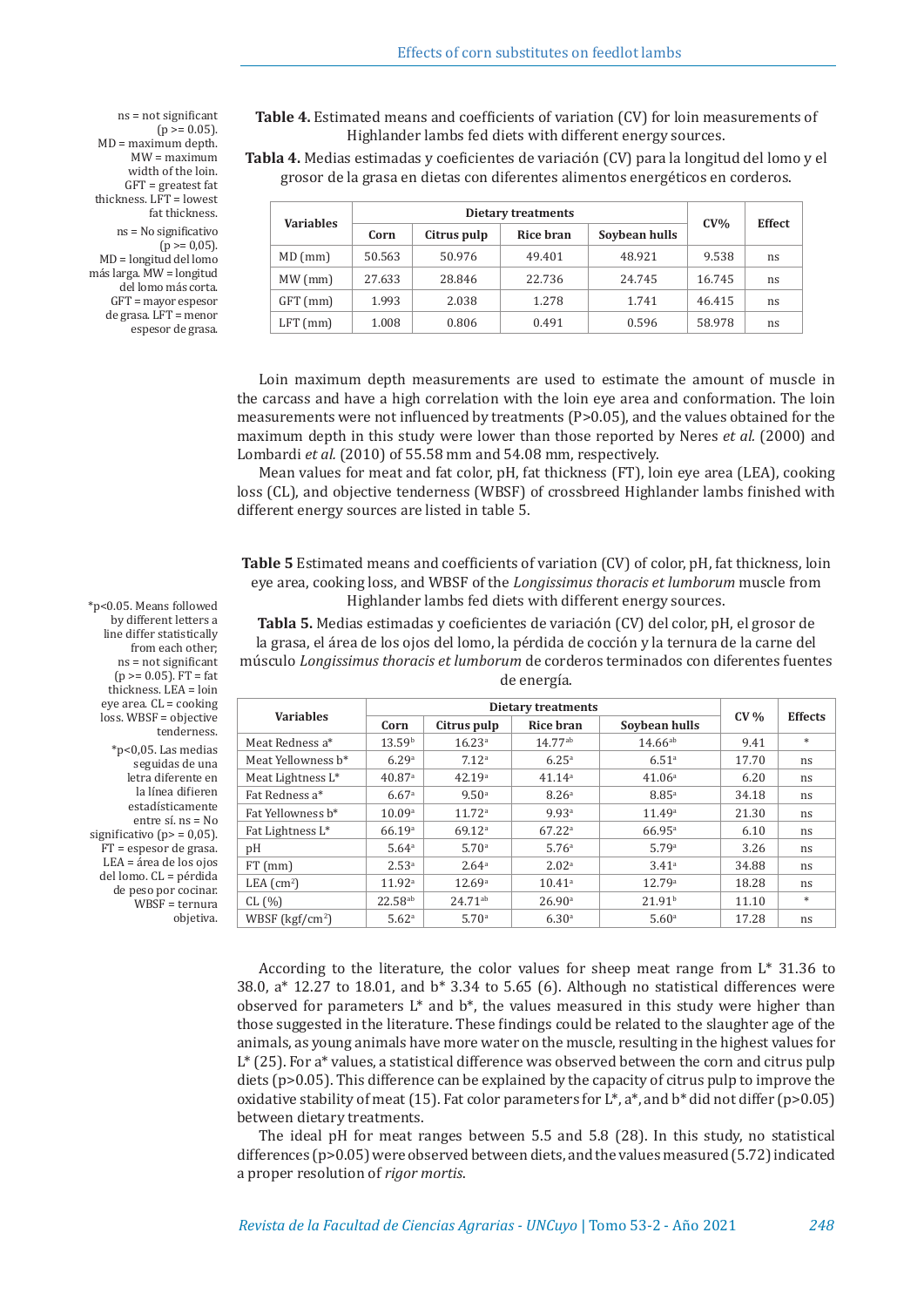**Table 4.** Estimated means and coefficients of variation (CV) for loin measurements of Highlander lambs fed diets with different energy sources.

**Tabla 4.** Medias estimadas y coeficientes de variación (CV) para la longitud del lomo y el grosor de la grasa en dietas con diferentes alimentos energéticos en corderos.

| Variables | Dietary treatments | | | | CV% | Effect |
|---|---|---|---|---|---|---|
| | Corn | Citrus pulp | Rice bran | Soybean hulls | | |
| MD (mm) | 50.563 | 50.976 | 49.401 | 48.921 | 9.538 | ns |
| MW (mm) | 27.633 | 28.846 | 22.736 | 24.745 | 16.745 | ns |
| GFT (mm) | 1.993 | 2.038 | 1.278 | 1.741 | 46.415 | ns |
| LFT (mm) | 1.008 | 0.806 | 0.491 | 0.596 | 58.978 | ns |

ns = not significant ($p >= 0.05$). MD = maximum depth. MW = maximum width of the loin. GFT = greatest fat thickness. LFT = lowest fat thickness.

ns = No significativo ($p >= 0,05$). MD = longitud del lomo más larga. MW = longitud del lomo más corta. GFT = mayor espesor de grasa. LFT = menor espesor de grasa.

Loin maximum depth measurements are used to estimate the amount of muscle in the carcass and have a high correlation with the loin eye area and conformation. The loin measurements were not influenced by treatments ($P>0.05$), and the values obtained for the maximum depth in this study were lower than those reported by Neres *et al.* (2000) and Lombardi *et al.* (2010) of 55.58 mm and 54.08 mm, respectively.

Mean values for meat and fat color, pH, fat thickness (FT), loin eye area (LEA), cooking loss (CL), and objective tenderness (WBSF) of crossbreed Highlander lambs finished with different energy sources are listed in table 5.

**Table 5** Estimated means and coefficients of variation (CV) of color, pH, fat thickness, loin eye area, cooking loss, and WBSF of the *Longissimus thoracis et lumborum* muscle from Highlander lambs fed diets with different energy sources.

**Tabla 5.** Medias estimadas y coeficientes de variación (CV) del color, pH, el grosor de la grasa, el área de los ojos del lomo, la pérdida de cocción y la ternura de la carne del músculo *Longissimus thoracis et lumborum* de corderos terminados con diferentes fuentes de energía.

| Variables | Dietary treatments | | | | CV % | Effects |
|---|---|---|---|---|---|---|
| | Corn | Citrus pulp | Rice bran | Soybean hulls | | |
| Meat Redness a* | 13.59[b] | 16.23[a] | 14.77[ab] | 14.66[ab] | 9.41 | * |
| Meat Yellowness b* | 6.29[a] | 7.12[a] | 6.25[a] | 6.51[a] | 17.70 | ns |
| Meat Lightness L* | 40.87[a] | 42.19[a] | 41.14[a] | 41.06[a] | 6.20 | ns |
| Fat Redness a* | 6.67[a] | 9.50[a] | 8.26[a] | 8.85[a] | 34.18 | ns |
| Fat Yellowness b* | 10.09[a] | 11.72[a] | 9.93[a] | 11.49[a] | 21.30 | ns |
| Fat Lightness L* | 66.19[a] | 69.12[a] | 67.22[a] | 66.95[a] | 6.10 | ns |
| pH | 5.64[a] | 5.70[a] | 5.76[a] | 5.79[a] | 3.26 | ns |
| FT (mm) | 2.53[a] | 2.64[a] | 2.02[a] | 3.41[a] | 34.88 | ns |
| LEA ($cm^2$) | 11.92[a] | 12.69[a] | 10.41[a] | 12.79[a] | 18.28 | ns |
| CL (%) | 22.58[ab] | 24.71[ab] | 26.90[a] | 21.91[b] | 11.10 | * |
| WBSF (kgf/$cm^2$) | 5.62[a] | 5.70[a] | 6.30[a] | 5.60[a] | 17.28 | ns |

*$p<0.05$. Means followed by different letters a line differ statistically from each other; ns = not significant ($p >= 0.05$). FT = fat thickness. LEA = loin eye area. CL = cooking loss. WBSF = objective tenderness.

*$p<0,05$. Las medias seguidas de una letra diferente en la línea difieren estadísticamente entre sí. ns = No significativo ($p >= 0,05$). FT = espesor de grasa. LEA = área de los ojos del lomo. CL = pérdida de peso por cocinar. WBSF = ternura objetiva.

According to the literature, the color values for sheep meat range from L* 31.36 to 38.0, a* 12.27 to 18.01, and b* 3.34 to 5.65 (6). Although no statistical differences were observed for parameters L* and b*, the values measured in this study were higher than those suggested in the literature. These findings could be related to the slaughter age of the animals, as young animals have more water on the muscle, resulting in the highest values for L* (25). For a* values, a statistical difference was observed between the corn and citrus pulp diets ($p>0.05$). This difference can be explained by the capacity of citrus pulp to improve the oxidative stability of meat (15). Fat color parameters for L*, a*, and b* did not differ ($p>0.05$) between dietary treatments.

The ideal pH for meat ranges between 5.5 and 5.8 (28). In this study, no statistical differences ($p>0.05$) were observed between diets, and the values measured (5.72) indicated a proper resolution of *rigor mortis*.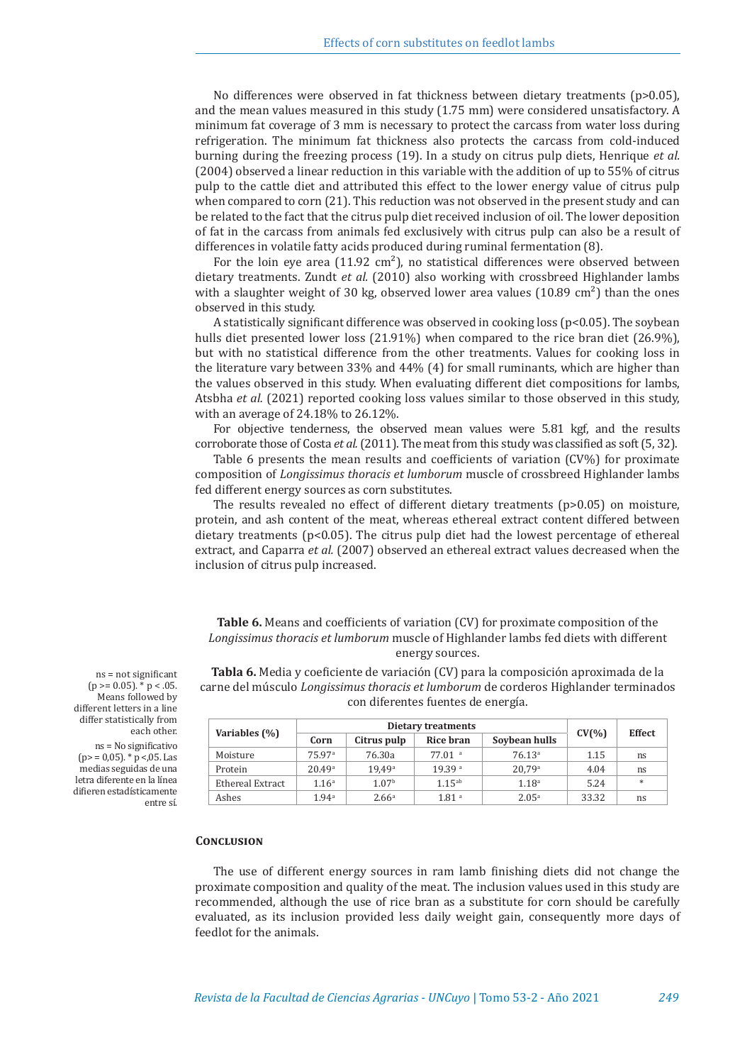No differences were observed in fat thickness between dietary treatments (p>0.05), and the mean values measured in this study (1.75 mm) were considered unsatisfactory. A minimum fat coverage of 3 mm is necessary to protect the carcass from water loss during refrigeration. The minimum fat thickness also protects the carcass from cold-induced burning during the freezing process (19). In a study on citrus pulp diets, Henrique *et al.* (2004) observed a linear reduction in this variable with the addition of up to 55% of citrus pulp to the cattle diet and attributed this effect to the lower energy value of citrus pulp when compared to corn (21). This reduction was not observed in the present study and can be related to the fact that the citrus pulp diet received inclusion of oil. The lower deposition of fat in the carcass from animals fed exclusively with citrus pulp can also be a result of differences in volatile fatty acids produced during ruminal fermentation (8).

For the loin eye area (11.92 $cm^2$), no statistical differences were observed between dietary treatments. Zundt *et al.* (2010) also working with crossbreed Highlander lambs with a slaughter weight of 30 kg, observed lower area values (10.89 $cm^2$) than the ones observed in this study.

A statistically significant difference was observed in cooking loss (p<0.05). The soybean hulls diet presented lower loss (21.91%) when compared to the rice bran diet (26.9%), but with no statistical difference from the other treatments. Values for cooking loss in the literature vary between 33% and 44% (4) for small ruminants, which are higher than the values observed in this study. When evaluating different diet compositions for lambs, Atsbha *et al.* (2021) reported cooking loss values similar to those observed in this study, with an average of 24.18% to 26.12%.

For objective tenderness, the observed mean values were 5.81 kgf, and the results corroborate those of Costa *et al.* (2011). The meat from this study was classified as soft (5, 32).

Table 6 presents the mean results and coefficients of variation (CV%) for proximate composition of *Longissimus thoracis et lumborum* muscle of crossbreed Highlander lambs fed different energy sources as corn substitutes.

The results revealed no effect of different dietary treatments (p>0.05) on moisture, protein, and ash content of the meat, whereas ethereal extract content differed between dietary treatments (p<0.05). The citrus pulp diet had the lowest percentage of ethereal extract, and Caparra *et al.* (2007) observed an ethereal extract values decreased when the inclusion of citrus pulp increased.

**Table 6.** Means and coefficients of variation (CV) for proximate composition of the *Longissimus thoracis et lumborum* muscle of Highlander lambs fed diets with different energy sources.

**Tabla 6.** Media y coeficiente de variación (CV) para la composición aproximada de la carne del músculo *Longissimus thoracis et lumborum* de corderos Highlander terminados con diferentes fuentes de energía.

| Variables (%) | Dietary treatments | | | | CV(%) | Effect |
|---|---|---|---|---|---|---|
| | Corn | Citrus pulp | Rice bran | Soybean hulls | | |
| Moisture | 75.97[a] | 76.30a | 77.01 [a] | 76.13[a] | 1.15 | ns |
| Protein | 20.49[a] | 19,49[a] | 19.39 [a] | 20,79[a] | 4.04 | ns |
| Ethereal Extract | 1.16[a] | 1.07[b] | 1.15[ab] | 1.18[a] | 5.24 | * |
| Ashes | 1.94[a] | 2.66[a] | 1.81 [a] | 2.05[a] | 33.32 | ns |

ns = not significant (p >= 0.05). * p < .05. Means followed by different letters in a line differ statistically from each other.

ns = No significativo (p>= 0,05). * p <,05. Las medias seguidas de una letra diferente en la línea difieren estadísticamente entre sí.

## Conclusion

The use of different energy sources in ram lamb finishing diets did not change the proximate composition and quality of the meat. The inclusion values used in this study are recommended, although the use of rice bran as a substitute for corn should be carefully evaluated, as its inclusion provided less daily weight gain, consequently more days of feedlot for the animals.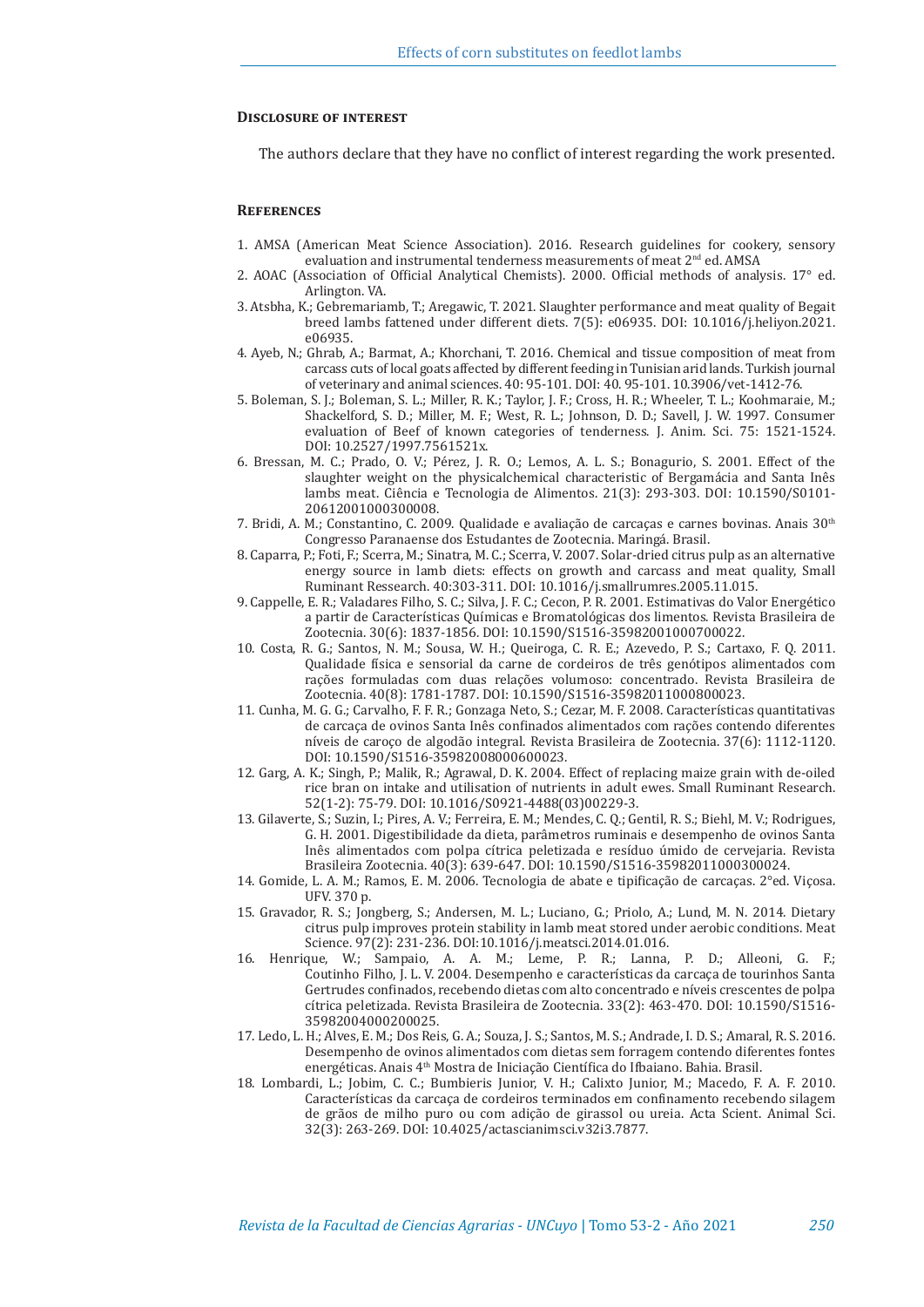## Disclosure of interest

The authors declare that they have no conflict of interest regarding the work presented.

## References

1. AMSA (American Meat Science Association). 2016. Research guidelines for cookery, sensory evaluation and instrumental tenderness measurements of meat 2nd ed. AMSA
2. AOAC (Association of Official Analytical Chemists). 2000. Official methods of analysis. 17° ed. Arlington. VA.
3. Atsbha, K.; Gebremariamb, T.; Aregawic, T. 2021. Slaughter performance and meat quality of Begait breed lambs fattened under different diets. 7(5): e06935. DOI: 10.1016/j.heliyon.2021.e06935.
4. Ayeb, N.; Ghrab, A.; Barmat, A.; Khorchani, T. 2016. Chemical and tissue composition of meat from carcass cuts of local goats affected by different feeding in Tunisian arid lands. Turkish journal of veterinary and animal sciences. 40: 95-101. DOI: 40. 95-101. 10.3906/vet-1412-76.
5. Boleman, S. J.; Boleman, S. L.; Miller, R. K.; Taylor, J. F.; Cross, H. R.; Wheeler, T. L.; Koohmaraie, M.; Shackelford, S. D.; Miller, M. F.; West, R. L.; Johnson, D. D.; Savell, J. W. 1997. Consumer evaluation of Beef of known categories of tenderness. J. Anim. Sci. 75: 1521-1524. DOI: 10.2527/1997.7561521x.
6. Bressan, M. C.; Prado, O. V.; Pérez, J. R. O.; Lemos, A. L. S.; Bonagurio, S. 2001. Effect of the slaughter weight on the physicalchemical characteristic of Bergamácia and Santa Inês lambs meat. Ciência e Tecnologia de Alimentos. 21(3): 293-303. DOI: 10.1590/S0101-20612001000300008.
7. Bridi, A. M.; Constantino, C. 2009. Qualidade e avaliação de carcaças e carnes bovinas. Anais 30th Congresso Paranaense dos Estudantes de Zootecnia. Maringá. Brasil.
8. Caparra, P.; Foti, F.; Scerra, M.; Sinatra, M. C.; Scerra, V. 2007. Solar-dried citrus pulp as an alternative energy source in lamb diets: effects on growth and carcass and meat quality, Small Ruminant Ressearch. 40:303-311. DOI: 10.1016/j.smallrumres.2005.11.015.
9. Cappelle, E. R.; Valadares Filho, S. C.; Silva, J. F. C.; Cecon, P. R. 2001. Estimativas do Valor Energético a partir de Características Químicas e Bromatológicas dos limentos. Revista Brasileira de Zootecnia. 30(6): 1837-1856. DOI: 10.1590/S1516-35982001000700022.
10. Costa, R. G.; Santos, N. M.; Sousa, W. H.; Queiroga, C. R. E.; Azevedo, P. S.; Cartaxo, F. Q. 2011. Qualidade física e sensorial da carne de cordeiros de três genótipos alimentados com rações formuladas com duas relações volumoso: concentrado. Revista Brasileira de Zootecnia. 40(8): 1781-1787. DOI: 10.1590/S1516-35982011000800023.
11. Cunha, M. G. G.; Carvalho, F. F. R.; Gonzaga Neto, S.; Cezar, M. F. 2008. Características quantitativas de carcaça de ovinos Santa Inês confinados alimentados com rações contendo diferentes níveis de caroço de algodão integral. Revista Brasileira de Zootecnia. 37(6): 1112-1120. DOI: 10.1590/S1516-35982008000600023.
12. Garg, A. K.; Singh, P.; Malik, R.; Agrawal, D. K. 2004. Effect of replacing maize grain with de-oiled rice bran on intake and utilisation of nutrients in adult ewes. Small Ruminant Research. 52(1-2): 75-79. DOI: 10.1016/S0921-4488(03)00229-3.
13. Gilaverte, S.; Suzin, I.; Pires, A. V.; Ferreira, E. M.; Mendes, C. Q.; Gentil, R. S.; Biehl, M. V.; Rodrigues, G. H. 2001. Digestibilidade da dieta, parâmetros ruminais e desempenho de ovinos Santa Inês alimentados com polpa cítrica peletizada e resíduo úmido de cervejaria. Revista Brasileira Zootecnia. 40(3): 639-647. DOI: 10.1590/S1516-35982011000300024.
14. Gomide, L. A. M.; Ramos, E. M. 2006. Tecnologia de abate e tipificação de carcaças. 2°ed. Viçosa. UFV. 370 p.
15. Gravador, R. S.; Jongberg, S.; Andersen, M. L.; Luciano, G.; Priolo, A.; Lund, M. N. 2014. Dietary citrus pulp improves protein stability in lamb meat stored under aerobic conditions. Meat Science. 97(2): 231-236. DOI:10.1016/j.meatsci.2014.01.016.
16. Henrique, W.; Sampaio, A. A. M.; Leme, P. R.; Lanna, P. D.; Alleoni, G. F.; Coutinho Filho, J. L. V. 2004. Desempenho e características da carcaça de tourinhos Santa Gertrudes confinados, recebendo dietas com alto concentrado e níveis crescentes de polpa cítrica peletizada. Revista Brasileira de Zootecnia. 33(2): 463-470. DOI: 10.1590/S1516-35982004000200025.
17. Ledo, L. H.; Alves, E. M.; Dos Reis, G. A.; Souza, J. S.; Santos, M. S.; Andrade, I. D. S.; Amaral, R. S. 2016. Desempenho de ovinos alimentados com dietas sem forragem contendo diferentes fontes energéticas. Anais 4th Mostra de Iniciação Científica do Ifbaiano. Bahia. Brasil.
18. Lombardi, L.; Jobim, C. C.; Bumbieris Junior, V. H.; Calixto Junior, M.; Macedo, F. A. F. 2010. Características da carcaça de cordeiros terminados em confinamento recebendo silagem de grãos de milho puro ou com adição de girassol ou ureia. Acta Scient. Animal Sci. 32(3): 263-269. DOI: 10.4025/actascianimsci.v32i3.7877.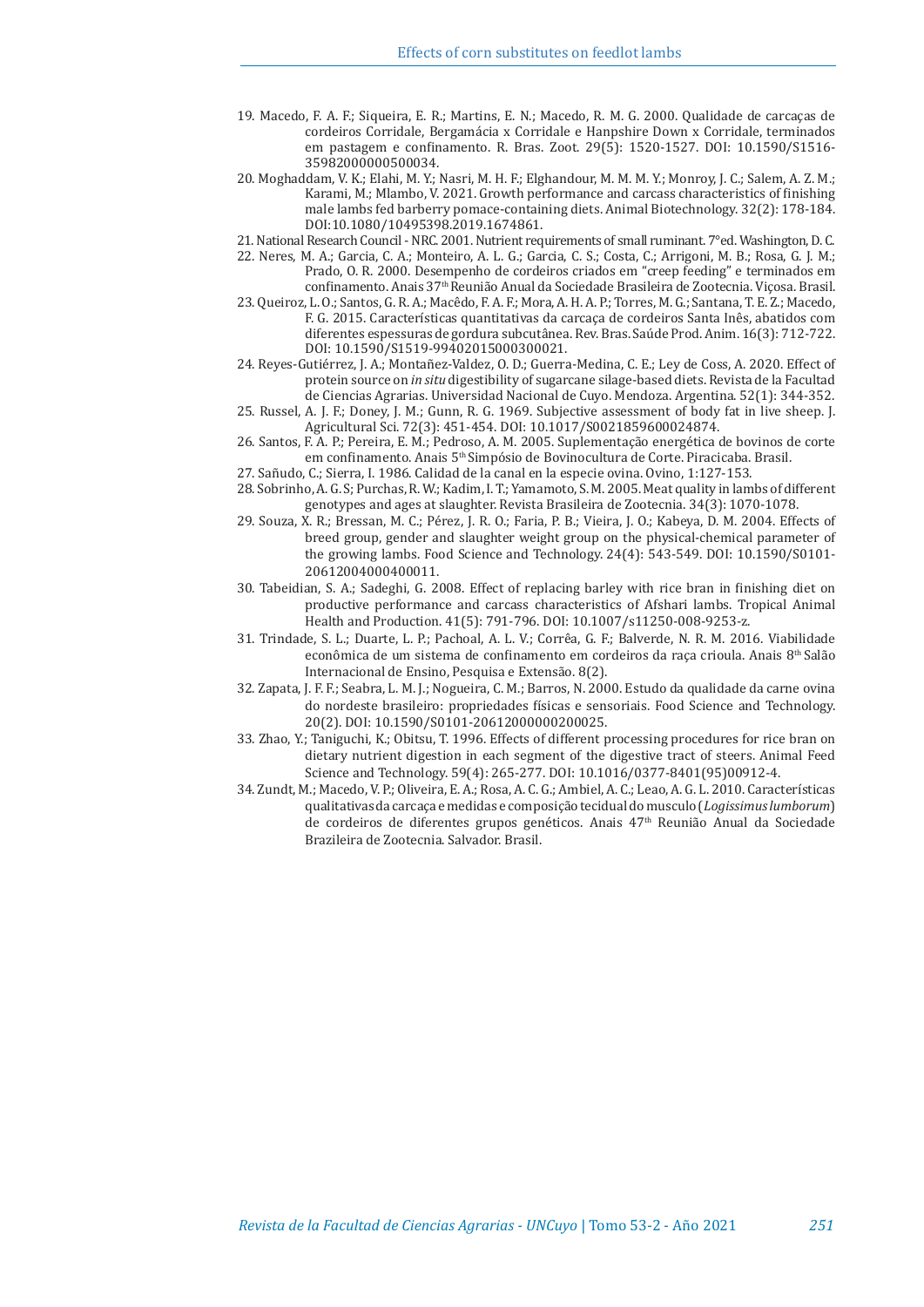19. Macedo, F. A. F.; Siqueira, E. R.; Martins, E. N.; Macedo, R. M. G. 2000. Qualidade de carcaças de cordeiros Corridale, Bergamácia x Corridale e Hanpshire Down x Corridale, terminados em pastagem e confinamento. R. Bras. Zoot. 29(5): 1520-1527. DOI: 10.1590/S1516-35982000000500034.
20. Moghaddam, V. K.; Elahi, M. Y.; Nasri, M. H. F.; Elghandour, M. M. M. Y.; Monroy, J. C.; Salem, A. Z. M.; Karami, M.; Mlambo, V. 2021. Growth performance and carcass characteristics of finishing male lambs fed barberry pomace-containing diets. Animal Biotechnology. 32(2): 178-184. DOI:10.1080/10495398.2019.1674861.
21. National Research Council - NRC. 2001. Nutrient requirements of small ruminant. 7°ed. Washington, D. C.
22. Neres, M. A.; Garcia, C. A.; Monteiro, A. L. G.; Garcia, C. S.; Costa, C.; Arrigoni, M. B.; Rosa, G. J. M.; Prado, O. R. 2000. Desempenho de cordeiros criados em "creep feeding" e terminados em confinamento. Anais 37th Reunião Anual da Sociedade Brasileira de Zootecnia. Viçosa. Brasil.
23. Queiroz, L. O.; Santos, G. R. A.; Macêdo, F. A. F.; Mora, A. H. A. P.; Torres, M. G.; Santana, T. E. Z.; Macedo, F. G. 2015. Características quantitativas da carcaça de cordeiros Santa Inês, abatidos com diferentes espessuras de gordura subcutânea. Rev. Bras. Saúde Prod. Anim. 16(3): 712-722. DOI: 10.1590/S1519-99402015000300021.
24. Reyes-Gutiérrez, J. A.; Montañez-Valdez, O. D.; Guerra-Medina, C. E.; Ley de Coss, A. 2020. Effect of protein source on *in situ* digestibility of sugarcane silage-based diets. Revista de la Facultad de Ciencias Agrarias. Universidad Nacional de Cuyo. Mendoza. Argentina. 52(1): 344-352.
25. Russel, A. J. F.; Doney, J. M.; Gunn, R. G. 1969. Subjective assessment of body fat in live sheep. J. Agricultural Sci. 72(3): 451-454. DOI: 10.1017/S0021859600024874.
26. Santos, F. A. P.; Pereira, E. M.; Pedroso, A. M. 2005. Suplementação energética de bovinos de corte em confinamento. Anais 5th Simpósio de Bovinocultura de Corte. Piracicaba. Brasil.
27. Sañudo, C.; Sierra, I. 1986. Calidad de la canal en la especie ovina. Ovino, 1:127-153.
28. Sobrinho, A. G. S; Purchas, R. W.; Kadim, I. T.; Yamamoto, S. M. 2005. Meat quality in lambs of different genotypes and ages at slaughter. Revista Brasileira de Zootecnia. 34(3): 1070-1078.
29. Souza, X. R.; Bressan, M. C.; Pérez, J. R. O.; Faria, P. B.; Vieira, J. O.; Kabeya, D. M. 2004. Effects of breed group, gender and slaughter weight group on the physical-chemical parameter of the growing lambs. Food Science and Technology. 24(4): 543-549. DOI: 10.1590/S0101-20612004000400011.
30. Tabeidian, S. A.; Sadeghi, G. 2008. Effect of replacing barley with rice bran in finishing diet on productive performance and carcass characteristics of Afshari lambs. Tropical Animal Health and Production. 41(5): 791-796. DOI: 10.1007/s11250-008-9253-z.
31. Trindade, S. L.; Duarte, L. P.; Pachoal, A. L. V.; Corrêa, G. F.; Balverde, N. R. M. 2016. Viabilidade econômica de um sistema de confinamento em cordeiros da raça crioula. Anais 8th Salão Internacional de Ensino, Pesquisa e Extensão. 8(2).
32. Zapata, J. F. F.; Seabra, L. M. J.; Nogueira, C. M.; Barros, N. 2000. Estudo da qualidade da carne ovina do nordeste brasileiro: propriedades físicas e sensoriais. Food Science and Technology. 20(2). DOI: 10.1590/S0101-20612000000200025.
33. Zhao, Y.; Taniguchi, K.; Obitsu, T. 1996. Effects of different processing procedures for rice bran on dietary nutrient digestion in each segment of the digestive tract of steers. Animal Feed Science and Technology. 59(4): 265-277. DOI: 10.1016/0377-8401(95)00912-4.
34. Zundt, M.; Macedo, V. P.; Oliveira, E. A.; Rosa, A. C. G.; Ambiel, A. C.; Leao, A. G. L. 2010. Características qualitativas da carcaça e medidas e composição tecidual do musculo (*Logissimus lumborum*) de cordeiros de diferentes grupos genéticos. Anais 47th Reunião Anual da Sociedade Brazileira de Zootecnia. Salvador. Brasil.